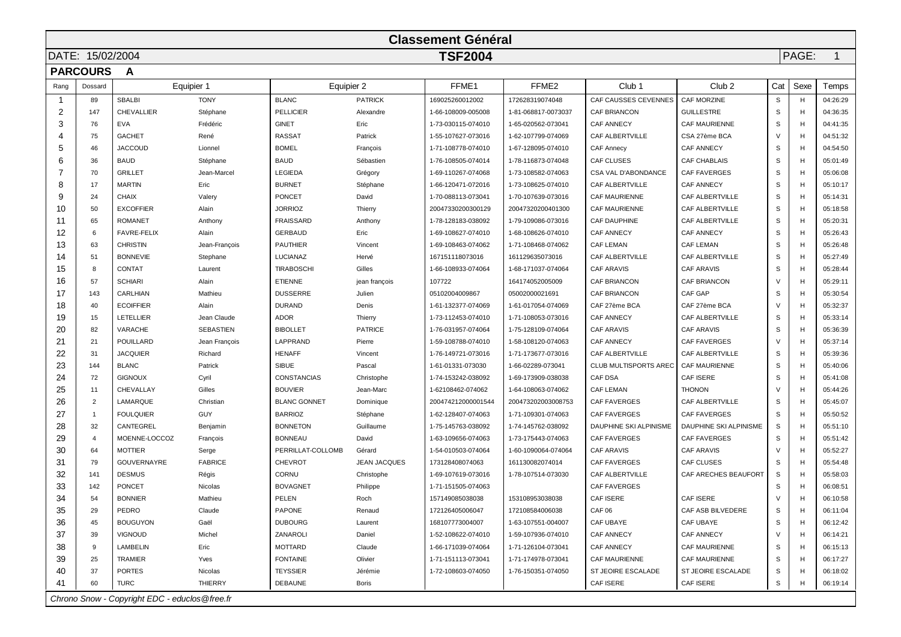# Classement Général

DATE: 15/02/2004 **TSF2004** PAGE: 1

**PARCOURS A**

| Rang | Dossard | Equipier 1 | | Equipier 2 | | FFME1 | FFME2 | Club 1 | Club 2 | Cat | Sexe | Temps |
|---|---|---|---|---|---|---|---|---|---|---|---|---|
| 1 | 89 | SBALBI | TONY | BLANC | PATRICK | 169025260012002 | 172628319074048 | CAF CAUSSES CEVENNES | CAF MORZINE | S | H | 04:26:29 |
| 2 | 147 | CHEVALLIER | Stéphane | PELLICIER | Alexandre | 1-66-108009-005008 | 1-81-068817-0073037 | CAF BRIANCON | GUILLESTRE | S | H | 04:36:35 |
| 3 | 76 | EVA | Frédéric | GINET | Eric | 1-73-030115-074010 | 1-65-020562-073041 | CAF ANNECY | CAF MAURIENNE | S | H | 04:41:35 |
| 4 | 75 | GACHET | René | RASSAT | Patrick | 1-55-107627-073016 | 1-62-107799-074069 | CAF ALBERTVILLE | CSA 27ème BCA | V | H | 04:51:32 |
| 5 | 46 | JACCOUD | Lionnel | BOMEL | François | 1-71-108778-074010 | 1-67-128095-074010 | CAF Annecy | CAF ANNECY | S | H | 04:54:50 |
| 6 | 36 | BAUD | Stéphane | BAUD | Sébastien | 1-76-108505-074014 | 1-78-116873-074048 | CAF CLUSES | CAF CHABLAIS | S | H | 05:01:49 |
| 7 | 70 | GRILLET | Jean-Marcel | LEGIEDA | Grégory | 1-69-110267-074068 | 1-73-108582-074063 | CSA VAL D'ABONDANCE | CAF FAVERGES | S | H | 05:06:08 |
| 8 | 17 | MARTIN | Eric | BURNET | Stéphane | 1-66-120471-072016 | 1-73-108625-074010 | CAF ALBERTVILLE | CAF ANNECY | S | H | 05:10:17 |
| 9 | 24 | CHAIX | Valery | PONCET | David | 1-70-088113-073041 | 1-70-107639-073016 | CAF MAURIENNE | CAF ALBERTVILLE | S | H | 05:14:31 |
| 10 | 50 | EXCOFFIER | Alain | JORRIOZ | Thierry | 20047330200300129 | 20047320200401300 | CAF MAURIENNE | CAF ALBERTVILLE | S | H | 05:18:58 |
| 11 | 65 | ROMANET | Anthony | FRAISSARD | Anthony | 1-78-128183-038092 | 1-79-109086-073016 | CAF DAUPHINE | CAF ALBERTVILLE | S | H | 05:20:31 |
| 12 | 6 | FAVRE-FELIX | Alain | GERBAUD | Eric | 1-69-108627-074010 | 1-68-108626-074010 | CAF ANNECY | CAF ANNECY | S | H | 05:26:43 |
| 13 | 63 | CHRISTIN | Jean-François | PAUTHIER | Vincent | 1-69-108463-074062 | 1-71-108468-074062 | CAF LEMAN | CAF LEMAN | S | H | 05:26:48 |
| 14 | 51 | BONNEVIE | Stephane | LUCIANAZ | Hervé | 167151118073016 | 161129635073016 | CAF ALBERTVILLE | CAF ALBERTVILLE | S | H | 05:27:49 |
| 15 | 8 | CONTAT | Laurent | TIRABOSCHI | Gilles | 1-66-108933-074064 | 1-68-171037-074064 | CAF ARAVIS | CAF ARAVIS | S | H | 05:28:44 |
| 16 | 57 | SCHIARI | Alain | ETIENNE | jean françois | 107722 | 164174052005009 | CAF BRIANCON | CAF BRIANCON | V | H | 05:29:11 |
| 17 | 143 | CARLHIAN | Mathieu | DUSSERRE | Julien | 05102004009867 | 05002000021691 | CAF BRIANCON | CAF GAP | S | H | 05:30:54 |
| 18 | 40 | ECOIFFIER | Alain | DURAND | Denis | 1-61-132377-074069 | 1-61-017054-074069 | CAF 27ème BCA | CAF 27ème BCA | V | H | 05:32:37 |
| 19 | 15 | LETELLIER | Jean Claude | ADOR | Thierry | 1-73-112453-074010 | 1-71-108053-073016 | CAF ANNECY | CAF ALBERTVILLE | S | H | 05:33:14 |
| 20 | 82 | VARACHE | SEBASTIEN | BIBOLLET | PATRICE | 1-76-031957-074064 | 1-75-128109-074064 | CAF ARAVIS | CAF ARAVIS | S | H | 05:36:39 |
| 21 | 21 | POUILLARD | Jean François | LAPPRAND | Pierre | 1-59-108788-074010 | 1-58-108120-074063 | CAF ANNECY | CAF FAVERGES | V | H | 05:37:14 |
| 22 | 31 | JACQUIER | Richard | HENAFF | Vincent | 1-76-149721-073016 | 1-71-173677-073016 | CAF ALBERTVILLE | CAF ALBERTVILLE | S | H | 05:39:36 |
| 23 | 144 | BLANC | Patrick | SIBUE | Pascal | 1-61-01331-073030 | 1-66-02289-073041 | CLUB MULTISPORTS AREC | CAF MAURIENNE | S | H | 05:40:06 |
| 24 | 72 | GIGNOUX | Cyril | CONSTANCIAS | Christophe | 1-74-153242-038092 | 1-69-173909-038038 | CAF DSA | CAF ISERE | S | H | 05:41:08 |
| 25 | 11 | CHEVALLAY | Gilles | BOUVIER | Jean-Marc | 1-62108462-074062 | 1-64-108063-074062 | CAF LEMAN | THONON | V | H | 05:44:26 |
| 26 | 2 | LAMARQUE | Christian | BLANC GONNET | Dominique | 200474212000001544 | 200473202003008753 | CAF FAVERGES | CAF ALBERTVILLE | S | H | 05:45:07 |
| 27 | 1 | FOULQUIER | GUY | BARRIOZ | Stéphane | 1-62-128407-074063 | 1-71-109301-074063 | CAF FAVERGES | CAF FAVERGES | S | H | 05:50:52 |
| 28 | 32 | CANTEGREL | Benjamin | BONNETON | Guillaume | 1-75-145763-038092 | 1-74-145762-038092 | DAUPHINE SKI ALPINISME | DAUPHINE SKI ALPINISME | S | H | 05:51:10 |
| 29 | 4 | MOENNE-LOCCOZ | François | BONNEAU | David | 1-63-109656-074063 | 1-73-175443-074063 | CAF FAVERGES | CAF FAVERGES | S | H | 05:51:42 |
| 30 | 64 | MOTTIER | Serge | PERRILLAT-COLLOMB | Gérard | 1-54-010503-074064 | 1-60-1090064-074064 | CAF ARAVIS | CAF ARAVIS | V | H | 05:52:27 |
| 31 | 79 | GOUVERNAYRE | FABRICE | CHEVROT | JEAN JACQUES | 173128408074063 | 161130082074014 | CAF FAVERGES | CAF CLUSES | S | H | 05:54:48 |
| 32 | 141 | DESMUS | Régis | CORNU | Christophe | 1-69-107619-073016 | 1-78-107514-073030 | CAF ALBERTVILLE | CAF ARECHES BEAUFORT | S | H | 05:58:03 |
| 33 | 142 | PONCET | Nicolas | BOVAGNET | Philippe | 1-71-151505-074063 | | CAF FAVERGES | | S | H | 06:08:51 |
| 34 | 54 | BONNIER | Mathieu | PELEN | Roch | 157149085038038 | 153108953038038 | CAF ISERE | CAF ISERE | V | H | 06:10:58 |
| 35 | 29 | PEDRO | Claude | PAPONE | Renaud | 172126405006047 | 172108584006038 | CAF 06 | CAF ASB BILVEDERE | S | H | 06:11:04 |
| 36 | 45 | BOUGUYON | Gaël | DUBOURG | Laurent | 168107773004007 | 1-63-107551-004007 | CAF UBAYE | CAF UBAYE | S | H | 06:12:42 |
| 37 | 39 | VIGNOUD | Michel | ZANAROLI | Daniel | 1-52-108622-074010 | 1-59-107936-074010 | CAF ANNECY | CAF ANNECY | V | H | 06:14:21 |
| 38 | 9 | LAMBELIN | Eric | MOTTARD | Claude | 1-66-171039-074064 | 1-71-126104-073041 | CAF ANNECY | CAF MAURIENNE | S | H | 06:15:13 |
| 39 | 25 | TRAMIER | Yves | FONTAINE | Olivier | 1-71-151113-073041 | 1-71-174978-073041 | CAF MAURIENNE | CAF MAURIENNE | S | H | 06:17:27 |
| 40 | 37 | PORTES | Nicolas | TEYSSIER | Jérémie | 1-72-108603-074050 | 1-76-150351-074050 | ST JEOIRE ESCALADE | ST JEOIRE ESCALADE | S | H | 06:18:02 |
| 41 | 60 | TURC | THIERRY | DEBAUNE | Boris | | | CAF ISERE | CAF ISERE | S | H | 06:19:14 |

*Chrono Snow - Copyright EDC - educlos@free.fr*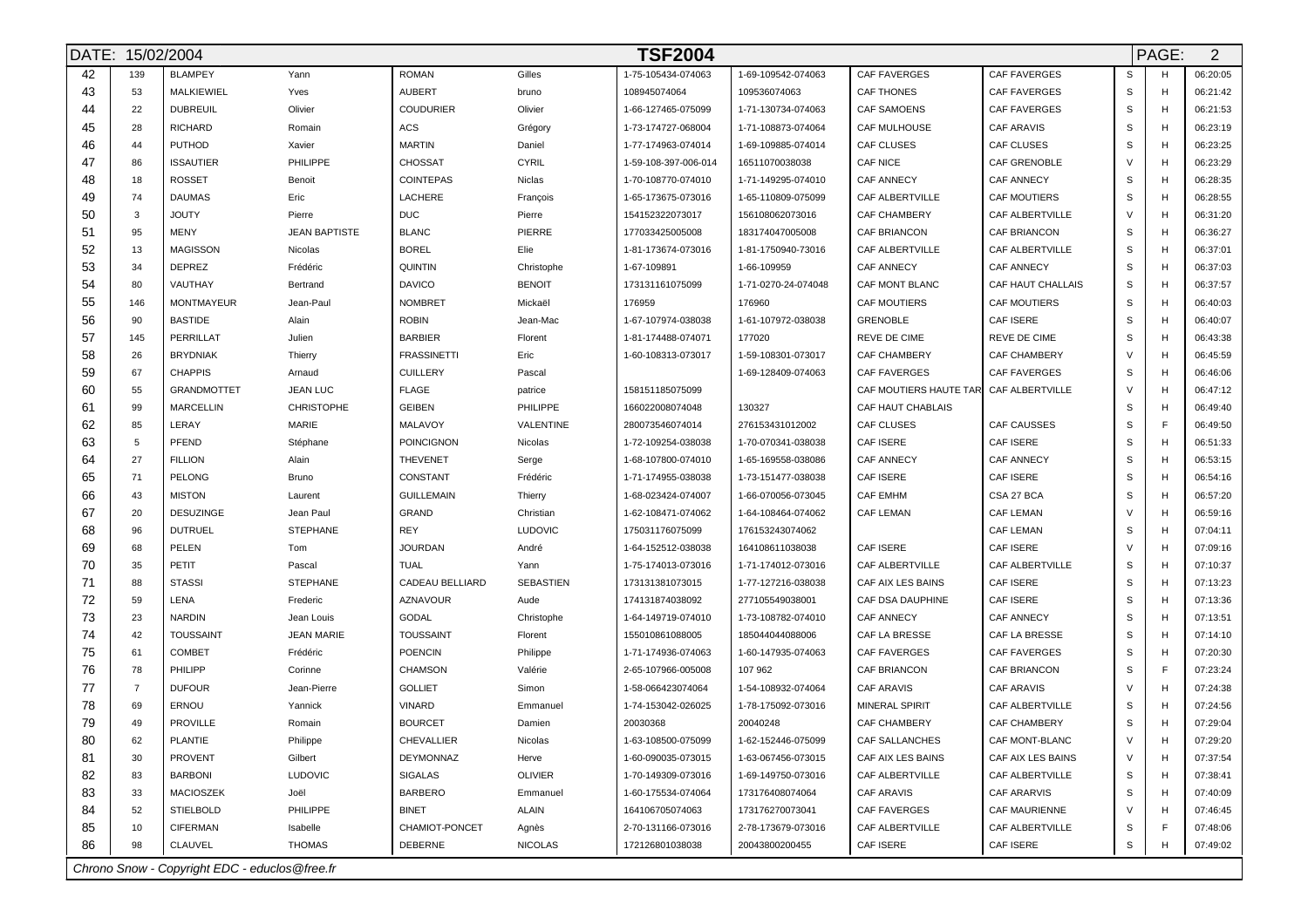DATE: 15/02/2004 **TSF2004**

| | | | | | | | | | | | | |
|---|---|---|---|---|---|---|---|---|---|---|---|---|
| 42 | 139 | BLAMPEY | Yann | ROMAN | Gilles | 1-75-105434-074063 | 1-69-109542-074063 | CAF FAVERGES | CAF FAVERGES | S | H | 06:20:05 |
| 43 | 53 | MALKIEWIEL | Yves | AUBERT | bruno | 108945074064 | 109536074063 | CAF THONES | CAF FAVERGES | S | H | 06:21:42 |
| 44 | 22 | DUBREUIL | Olivier | COUDURIER | Olivier | 1-66-127465-075099 | 1-71-130734-074063 | CAF SAMOENS | CAF FAVERGES | S | H | 06:21:53 |
| 45 | 28 | RICHARD | Romain | ACS | Grégory | 1-73-174727-068004 | 1-71-108873-074064 | CAF MULHOUSE | CAF ARAVIS | S | H | 06:23:19 |
| 46 | 44 | PUTHOD | Xavier | MARTIN | Daniel | 1-77-174963-074014 | 1-69-109885-074014 | CAF CLUSES | CAF CLUSES | S | H | 06:23:25 |
| 47 | 86 | ISSAUTIER | PHILIPPE | CHOSSAT | CYRIL | 1-59-108-397-006-014 | 16511070038038 | CAF NICE | CAF GRENOBLE | V | H | 06:23:29 |
| 48 | 18 | ROSSET | Benoit | COINTEPAS | Niclas | 1-70-108770-074010 | 1-71-149295-074010 | CAF ANNECY | CAF ANNECY | S | H | 06:28:35 |
| 49 | 74 | DAUMAS | Eric | LACHERE | François | 1-65-173675-073016 | 1-65-110809-075099 | CAF ALBERTVILLE | CAF MOUTIERS | S | H | 06:28:55 |
| 50 | 3 | JOUTY | Pierre | DUC | Pierre | 154152322073017 | 156108062073016 | CAF CHAMBERY | CAF ALBERTVILLE | V | H | 06:31:20 |
| 51 | 95 | MENY | JEAN BAPTISTE | BLANC | PIERRE | 177033425005008 | 183174047005008 | CAF BRIANCON | CAF BRIANCON | S | H | 06:36:27 |
| 52 | 13 | MAGISSON | Nicolas | BOREL | Elie | 1-81-173674-073016 | 1-81-1750940-73016 | CAF ALBERTVILLE | CAF ALBERTVILLE | S | H | 06:37:01 |
| 53 | 34 | DEPREZ | Frédéric | QUINTIN | Christophe | 1-67-109891 | 1-66-109959 | CAF ANNECY | CAF ANNECY | S | H | 06:37:03 |
| 54 | 80 | VAUTHAY | Bertrand | DAVICO | BENOIT | 173131161075099 | 1-71-0270-24-074048 | CAF MONT BLANC | CAF HAUT CHALLAIS | S | H | 06:37:57 |
| 55 | 146 | MONTMAYEUR | Jean-Paul | NOMBRET | Mickaël | 176959 | 176960 | CAF MOUTIERS | CAF MOUTIERS | S | H | 06:40:03 |
| 56 | 90 | BASTIDE | Alain | ROBIN | Jean-Mac | 1-67-107974-038038 | 1-61-107972-038038 | GRENOBLE | CAF ISERE | S | H | 06:40:07 |
| 57 | 145 | PERRILLAT | Julien | BARBIER | Florent | 1-81-174488-074071 | 177020 | REVE DE CIME | REVE DE CIME | S | H | 06:43:38 |
| 58 | 26 | BRYDNIAK | Thierry | FRASSINETTI | Eric | 1-60-108313-073017 | 1-59-108301-073017 | CAF CHAMBERY | CAF CHAMBERY | V | H | 06:45:59 |
| 59 | 67 | CHAPPIS | Arnaud | CUILLERY | Pascal | | 1-69-128409-074063 | CAF FAVERGES | CAF FAVERGES | S | H | 06:46:06 |
| 60 | 55 | GRANDMOTTET | JEAN LUC | FLAGE | patrice | 158151185075099 | | CAF MOUTIERS HAUTE TAR | CAF ALBERTVILLE | V | H | 06:47:12 |
| 61 | 99 | MARCELLIN | CHRISTOPHE | GEIBEN | PHILIPPE | 166022008074048 | 130327 | CAF HAUT CHABLAIS | | S | H | 06:49:40 |
| 62 | 85 | LERAY | MARIE | MALAVOY | VALENTINE | 280073546074014 | 276153431012002 | CAF CLUSES | CAF CAUSSES | S | F | 06:49:50 |
| 63 | 5 | PFEND | Stéphane | POINCIGNON | Nicolas | 1-72-109254-038038 | 1-70-070341-038038 | CAF ISERE | CAF ISERE | S | H | 06:51:33 |
| 64 | 27 | FILLION | Alain | THEVENET | Serge | 1-68-107800-074010 | 1-65-169558-038086 | CAF ANNECY | CAF ANNECY | S | H | 06:53:15 |
| 65 | 71 | PELONG | Bruno | CONSTANT | Frédéric | 1-71-174955-038038 | 1-73-151477-038038 | CAF ISERE | CAF ISERE | S | H | 06:54:16 |
| 66 | 43 | MISTON | Laurent | GUILLEMAIN | Thierry | 1-68-023424-074007 | 1-66-070056-073045 | CAF EMHM | CSA 27 BCA | S | H | 06:57:20 |
| 67 | 20 | DESUZINGE | Jean Paul | GRAND | Christian | 1-62-108471-074062 | 1-64-108464-074062 | CAF LEMAN | CAF LEMAN | V | H | 06:59:16 |
| 68 | 96 | DUTRUEL | STEPHANE | REY | LUDOVIC | 175031176075099 | 176153243074062 | | CAF LEMAN | S | H | 07:04:11 |
| 69 | 68 | PELEN | Tom | JOURDAN | André | 1-64-152512-038038 | 164108611038038 | CAF ISERE | CAF ISERE | V | H | 07:09:16 |
| 70 | 35 | PETIT | Pascal | TUAL | Yann | 1-75-174013-073016 | 1-71-174012-073016 | CAF ALBERTVILLE | CAF ALBERTVILLE | S | H | 07:10:37 |
| 71 | 88 | STASSI | STEPHANE | CADEAU BELLIARD | SEBASTIEN | 173131381073015 | 1-77-127216-038038 | CAF AIX LES BAINS | CAF ISERE | S | H | 07:13:23 |
| 72 | 59 | LENA | Frederic | AZNAVOUR | Aude | 174131874038092 | 277105549038001 | CAF DSA DAUPHINE | CAF ISERE | S | H | 07:13:36 |
| 73 | 23 | NARDIN | Jean Louis | GODAL | Christophe | 1-64-149719-074010 | 1-73-108782-074010 | CAF ANNECY | CAF ANNECY | S | H | 07:13:51 |
| 74 | 42 | TOUSSAINT | JEAN MARIE | TOUSSAINT | Florent | 155010861088005 | 185044044088006 | CAF LA BRESSE | CAF LA BRESSE | S | H | 07:14:10 |
| 75 | 61 | COMBET | Frédéric | POENCIN | Philippe | 1-71-174936-074063 | 1-60-147935-074063 | CAF FAVERGES | CAF FAVERGES | S | H | 07:20:30 |
| 76 | 78 | PHILIPP | Corinne | CHAMSON | Valérie | 2-65-107966-005008 | 107 962 | CAF BRIANCON | CAF BRIANCON | S | F | 07:23:24 |
| 77 | 7 | DUFOUR | Jean-Pierre | GOLLIET | Simon | 1-58-066423074064 | 1-54-108932-074064 | CAF ARAVIS | CAF ARAVIS | V | H | 07:24:38 |
| 78 | 69 | ERNOU | Yannick | VINARD | Emmanuel | 1-74-153042-026025 | 1-78-175092-073016 | MINERAL SPIRIT | CAF ALBERTVILLE | S | H | 07:24:56 |
| 79 | 49 | PROVILLE | Romain | BOURCET | Damien | 20030368 | 20040248 | CAF CHAMBERY | CAF CHAMBERY | S | H | 07:29:04 |
| 80 | 62 | PLANTIE | Philippe | CHEVALLIER | Nicolas | 1-63-108500-075099 | 1-62-152446-075099 | CAF SALLANCHES | CAF MONT-BLANC | V | H | 07:29:20 |
| 81 | 30 | PROVENT | Gilbert | DEYMONNAZ | Herve | 1-60-090035-073015 | 1-63-067456-073015 | CAF AIX LES BAINS | CAF AIX LES BAINS | V | H | 07:37:54 |
| 82 | 83 | BARBONI | LUDOVIC | SIGALAS | OLIVIER | 1-70-149309-073016 | 1-69-149750-073016 | CAF ALBERTVILLE | CAF ALBERTVILLE | S | H | 07:38:41 |
| 83 | 33 | MACIOSZEK | Joël | BARBERO | Emmanuel | 1-60-175534-074064 | 173176408074064 | CAF ARAVIS | CAF ARARVIS | S | H | 07:40:09 |
| 84 | 52 | STIELBOLD | PHILIPPE | BINET | ALAIN | 164106705074063 | 173176270073041 | CAF FAVERGES | CAF MAURIENNE | V | H | 07:46:45 |
| 85 | 10 | CIFERMAN | Isabelle | CHAMIOT-PONCET | Agnès | 2-70-131166-073016 | 2-78-173679-073016 | CAF ALBERTVILLE | CAF ALBERTVILLE | S | F | 07:48:06 |
| 86 | 98 | CLAUVEL | THOMAS | DEBERNE | NICOLAS | 172126801038038 | 20043800200455 | CAF ISERE | CAF ISERE | S | H | 07:49:02 |

*Chrono Snow - Copyright EDC - educlos@free.fr*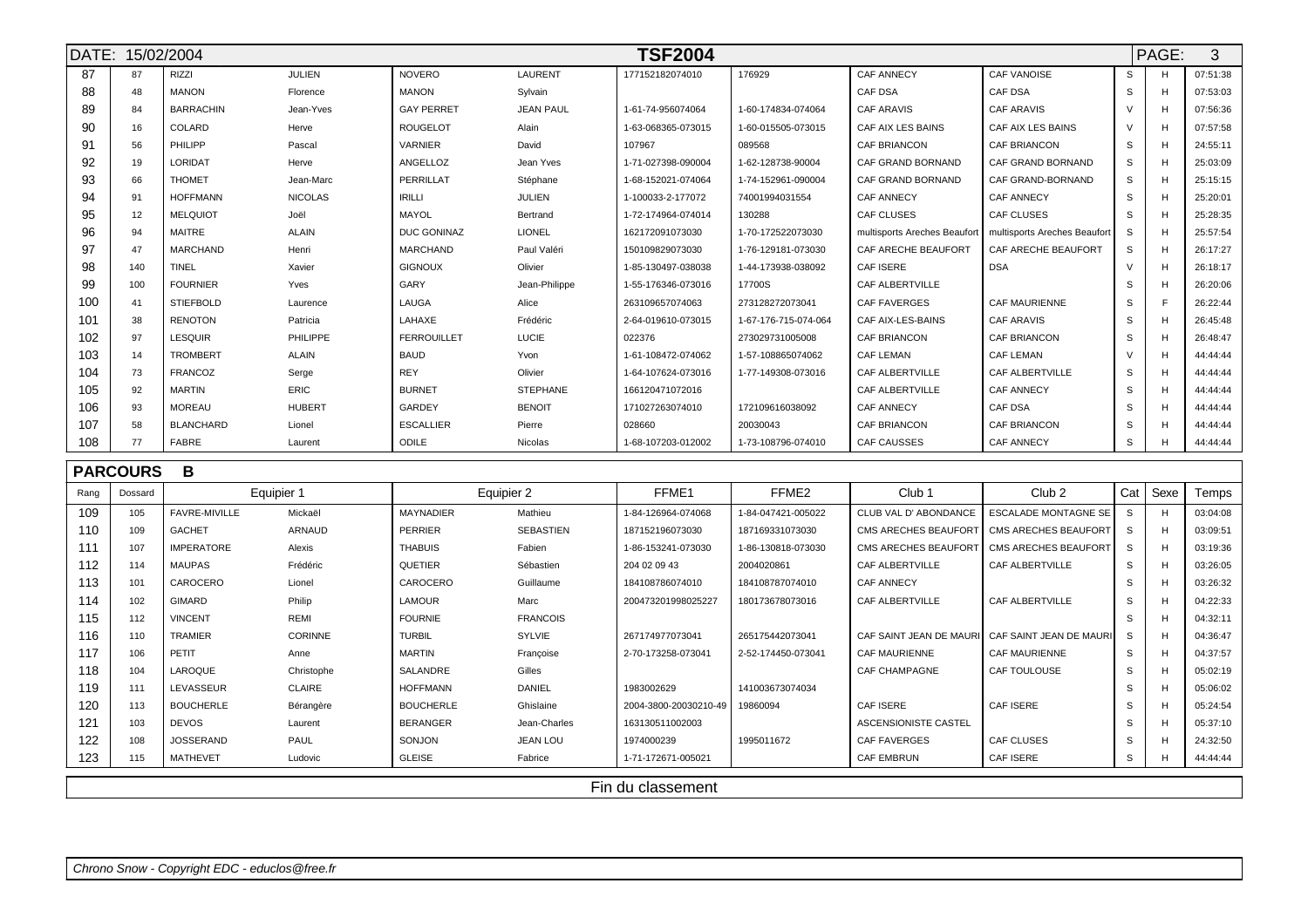DATE: 15/02/2004 **TSF2004**

| | | | | | | | | | | | | |
|---|---|---|---|---|---|---|---|---|---|---|---|---|
| 87 | 87 | RIZZI | JULIEN | NOVERO | LAURENT | 177152182074010 | 176929 | CAF ANNECY | CAF VANOISE | S | H | 07:51:38 |
| 88 | 48 | MANON | Florence | MANON | Sylvain | | | CAF DSA | CAF DSA | S | H | 07:53:03 |
| 89 | 84 | BARRACHIN | Jean-Yves | GAY PERRET | JEAN PAUL | 1-61-74-956074064 | 1-60-174834-074064 | CAF ARAVIS | CAF ARAVIS | V | H | 07:56:36 |
| 90 | 16 | COLARD | Herve | ROUGELOT | Alain | 1-63-068365-073015 | 1-60-015505-073015 | CAF AIX LES BAINS | CAF AIX LES BAINS | V | H | 07:57:58 |
| 91 | 56 | PHILIPP | Pascal | VARNIER | David | 107967 | 089568 | CAF BRIANCON | CAF BRIANCON | S | H | 24:55:11 |
| 92 | 19 | LORIDAT | Herve | ANGELLOZ | Jean Yves | 1-71-027398-090004 | 1-62-128738-90004 | CAF GRAND BORNAND | CAF GRAND BORNAND | S | H | 25:03:09 |
| 93 | 66 | THOMET | Jean-Marc | PERRILLAT | Stéphane | 1-68-152021-074064 | 1-74-152961-090004 | CAF GRAND BORNAND | CAF GRAND-BORNAND | S | H | 25:15:15 |
| 94 | 91 | HOFFMANN | NICOLAS | IRILLI | JULIEN | 1-100033-2-177072 | 74001994031554 | CAF ANNECY | CAF ANNECY | S | H | 25:20:01 |
| 95 | 12 | MELQUIOT | Joël | MAYOL | Bertrand | 1-72-174964-074014 | 130288 | CAF CLUSES | CAF CLUSES | S | H | 25:28:35 |
| 96 | 94 | MAITRE | ALAIN | DUC GONINAZ | LIONEL | 162172091073030 | 1-70-172522073030 | multisports Areches Beaufort | multisports Areches Beaufort | S | H | 25:57:54 |
| 97 | 47 | MARCHAND | Henri | MARCHAND | Paul Valéri | 150109829073030 | 1-76-129181-073030 | CAF ARECHE BEAUFORT | CAF ARECHE BEAUFORT | S | H | 26:17:27 |
| 98 | 140 | TINEL | Xavier | GIGNOUX | Olivier | 1-85-130497-038038 | 1-44-173938-038092 | CAF ISERE | DSA | V | H | 26:18:17 |
| 99 | 100 | FOURNIER | Yves | GARY | Jean-Philippe | 1-55-176346-073016 | 17700S | CAF ALBERTVILLE | | S | H | 26:20:06 |
| 100 | 41 | STIEFBOLD | Laurence | LAUGA | Alice | 263109657074063 | 273128272073041 | CAF FAVERGES | CAF MAURIENNE | S | F | 26:22:44 |
| 101 | 38 | RENOTON | Patricia | LAHAXE | Frédéric | 2-64-019610-073015 | 1-67-176-715-074-064 | CAF AIX-LES-BAINS | CAF ARAVIS | S | H | 26:45:48 |
| 102 | 97 | LESQUIR | PHILIPPE | FERROUILLET | LUCIE | 022376 | 273029731005008 | CAF BRIANCON | CAF BRIANCON | S | H | 26:48:47 |
| 103 | 14 | TROMBERT | ALAIN | BAUD | Yvon | 1-61-108472-074062 | 1-57-108865074062 | CAF LEMAN | CAF LEMAN | V | H | 44:44:44 |
| 104 | 73 | FRANCOZ | Serge | REY | Olivier | 1-64-107624-073016 | 1-77-149308-073016 | CAF ALBERTVILLE | CAF ALBERTVILLE | S | H | 44:44:44 |
| 105 | 92 | MARTIN | ERIC | BURNET | STEPHANE | 166120471072016 | | CAF ALBERTVILLE | CAF ANNECY | S | H | 44:44:44 |
| 106 | 93 | MOREAU | HUBERT | GARDEY | BENOIT | 171027263074010 | 172109616038092 | CAF ANNECY | CAF DSA | S | H | 44:44:44 |
| 107 | 58 | BLANCHARD | Lionel | ESCALLIER | Pierre | 028660 | 20030043 | CAF BRIANCON | CAF BRIANCON | S | H | 44:44:44 |
| 108 | 77 | FABRE | Laurent | ODILE | Nicolas | 1-68-107203-012002 | 1-73-108796-074010 | CAF CAUSSES | CAF ANNECY | S | H | 44:44:44 |

## PARCOURS B

| Rang | Dossard | Equipier 1 | | Equipier 2 | | FFME1 | FFME2 | Club 1 | Club 2 | Cat | Sexe | Temps |
|---|---|---|---|---|---|---|---|---|---|---|---|---|
| 109 | 105 | FAVRE-MIVILLE | Mickaël | MAYNADIER | Mathieu | 1-84-126964-074068 | 1-84-047421-005022 | CLUB VAL D' ABONDANCE | ESCALADE MONTAGNE SE | S | H | 03:04:08 |
| 110 | 109 | GACHET | ARNAUD | PERRIER | SEBASTIEN | 187152196073030 | 187169331073030 | CMS ARECHES BEAUFORT | CMS ARECHES BEAUFORT | S | H | 03:09:51 |
| 111 | 107 | IMPERATORE | Alexis | THABUIS | Fabien | 1-86-153241-073030 | 1-86-130818-073030 | CMS ARECHES BEAUFORT | CMS ARECHES BEAUFORT | S | H | 03:19:36 |
| 112 | 114 | MAUPAS | Frédéric | QUETIER | Sébastien | 204 02 09 43 | 2004020861 | CAF ALBERTVILLE | CAF ALBERTVILLE | S | H | 03:26:05 |
| 113 | 101 | CAROCERO | Lionel | CAROCERO | Guillaume | 184108786074010 | 184108787074010 | CAF ANNECY | | S | H | 03:26:32 |
| 114 | 102 | GIMARD | Philip | LAMOUR | Marc | 200473201998025227 | 180173678073016 | CAF ALBERTVILLE | CAF ALBERTVILLE | S | H | 04:22:33 |
| 115 | 112 | VINCENT | REMI | FOURNIE | FRANCOIS | | | | | S | H | 04:32:11 |
| 116 | 110 | TRAMIER | CORINNE | TURBIL | SYLVIE | 267174977073041 | 265175442073041 | CAF SAINT JEAN DE MAURI | CAF SAINT JEAN DE MAURI | S | H | 04:36:47 |
| 117 | 106 | PETIT | Anne | MARTIN | Françoise | 2-70-173258-073041 | 2-52-174450-073041 | CAF MAURIENNE | CAF MAURIENNE | S | H | 04:37:57 |
| 118 | 104 | LAROQUE | Christophe | SALANDRE | Gilles | | | CAF CHAMPAGNE | CAF TOULOUSE | S | H | 05:02:19 |
| 119 | 111 | LEVASSEUR | CLAIRE | HOFFMANN | DANIEL | 1983002629 | 141003673074034 | | | S | H | 05:06:02 |
| 120 | 113 | BOUCHERLE | Bérangère | BOUCHERLE | Ghislaine | 2004-3800-20030210-49 | 19860094 | CAF ISERE | CAF ISERE | S | H | 05:24:54 |
| 121 | 103 | DEVOS | Laurent | BERANGER | Jean-Charles | 163130511002003 | | ASCENSIONISTE CASTEL | | S | H | 05:37:10 |
| 122 | 108 | JOSSERAND | PAUL | SONJON | JEAN LOU | 1974000239 | 1995011672 | CAF FAVERGES | CAF CLUSES | S | H | 24:32:50 |
| 123 | 115 | MATHEVET | Ludovic | GLEISE | Fabrice | 1-71-172671-005021 | | CAF EMBRUN | CAF ISERE | S | H | 44:44:44 |

Fin du classement

*Chrono Snow - Copyright EDC - educlos@free.fr*